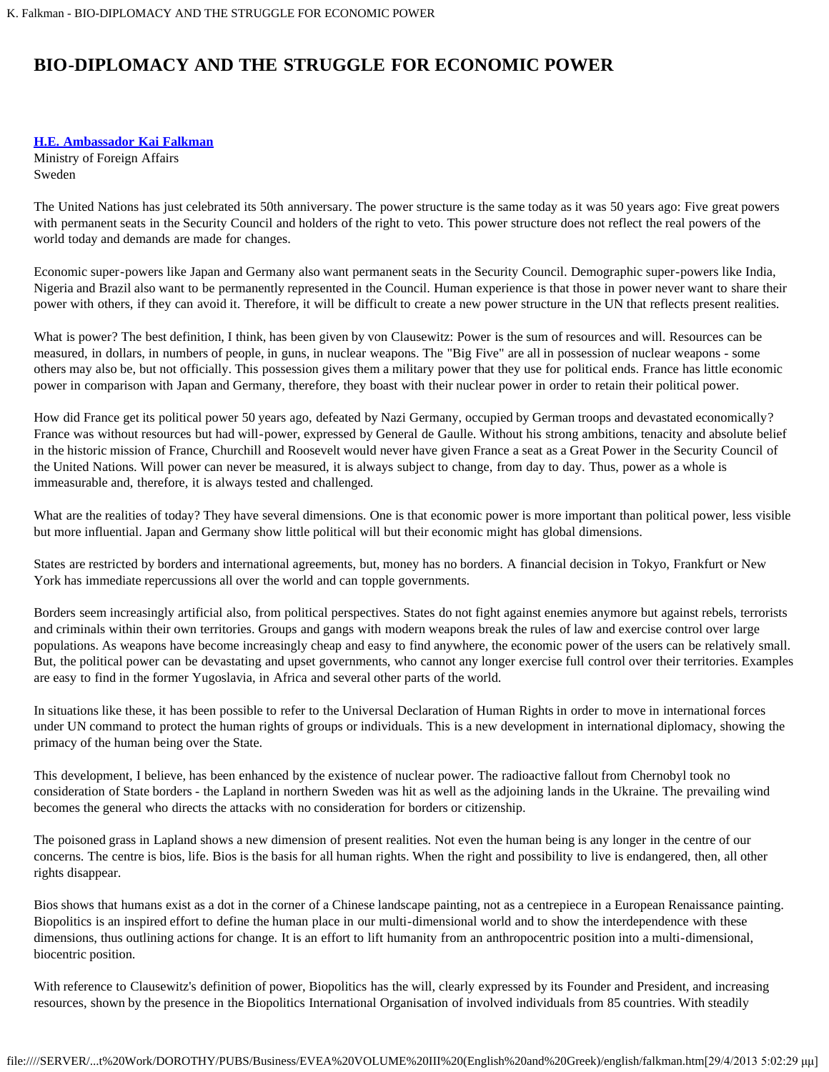# BIO-DIPLOMACY AND THE STRUGGLE FOR ECONOMIC POWER

**H.E. Ambassador Kai Falkman**
Ministry of Foreign Affairs
Sweden

The United Nations has just celebrated its 50th anniversary. The power structure is the same today as it was 50 years ago: Five great powers with permanent seats in the Security Council and holders of the right to veto. This power structure does not reflect the real powers of the world today and demands are made for changes.

Economic super-powers like Japan and Germany also want permanent seats in the Security Council. Demographic super-powers like India, Nigeria and Brazil also want to be permanently represented in the Council. Human experience is that those in power never want to share their power with others, if they can avoid it. Therefore, it will be difficult to create a new power structure in the UN that reflects present realities.

What is power? The best definition, I think, has been given by von Clausewitz: Power is the sum of resources and will. Resources can be measured, in dollars, in numbers of people, in guns, in nuclear weapons. The "Big Five" are all in possession of nuclear weapons - some others may also be, but not officially. This possession gives them a military power that they use for political ends. France has little economic power in comparison with Japan and Germany, therefore, they boast with their nuclear power in order to retain their political power.

How did France get its political power 50 years ago, defeated by Nazi Germany, occupied by German troops and devastated economically? France was without resources but had will-power, expressed by General de Gaulle. Without his strong ambitions, tenacity and absolute belief in the historic mission of France, Churchill and Roosevelt would never have given France a seat as a Great Power in the Security Council of the United Nations. Will power can never be measured, it is always subject to change, from day to day. Thus, power as a whole is immeasurable and, therefore, it is always tested and challenged.

What are the realities of today? They have several dimensions. One is that economic power is more important than political power, less visible but more influential. Japan and Germany show little political will but their economic might has global dimensions.

States are restricted by borders and international agreements, but, money has no borders. A financial decision in Tokyo, Frankfurt or New York has immediate repercussions all over the world and can topple governments.

Borders seem increasingly artificial also, from political perspectives. States do not fight against enemies anymore but against rebels, terrorists and criminals within their own territories. Groups and gangs with modern weapons break the rules of law and exercise control over large populations. As weapons have become increasingly cheap and easy to find anywhere, the economic power of the users can be relatively small. But, the political power can be devastating and upset governments, who cannot any longer exercise full control over their territories. Examples are easy to find in the former Yugoslavia, in Africa and several other parts of the world.

In situations like these, it has been possible to refer to the Universal Declaration of Human Rights in order to move in international forces under UN command to protect the human rights of groups or individuals. This is a new development in international diplomacy, showing the primacy of the human being over the State.

This development, I believe, has been enhanced by the existence of nuclear power. The radioactive fallout from Chernobyl took no consideration of State borders - the Lapland in northern Sweden was hit as well as the adjoining lands in the Ukraine. The prevailing wind becomes the general who directs the attacks with no consideration for borders or citizenship.

The poisoned grass in Lapland shows a new dimension of present realities. Not even the human being is any longer in the centre of our concerns. The centre is bios, life. Bios is the basis for all human rights. When the right and possibility to live is endangered, then, all other rights disappear.

Bios shows that humans exist as a dot in the corner of a Chinese landscape painting, not as a centrepiece in a European Renaissance painting. Biopolitics is an inspired effort to define the human place in our multi-dimensional world and to show the interdependence with these dimensions, thus outlining actions for change. It is an effort to lift humanity from an anthropocentric position into a multi-dimensional, biocentric position.

With reference to Clausewitz's definition of power, Biopolitics has the will, clearly expressed by its Founder and President, and increasing resources, shown by the presence in the Biopolitics International Organisation of involved individuals from 85 countries. With steadily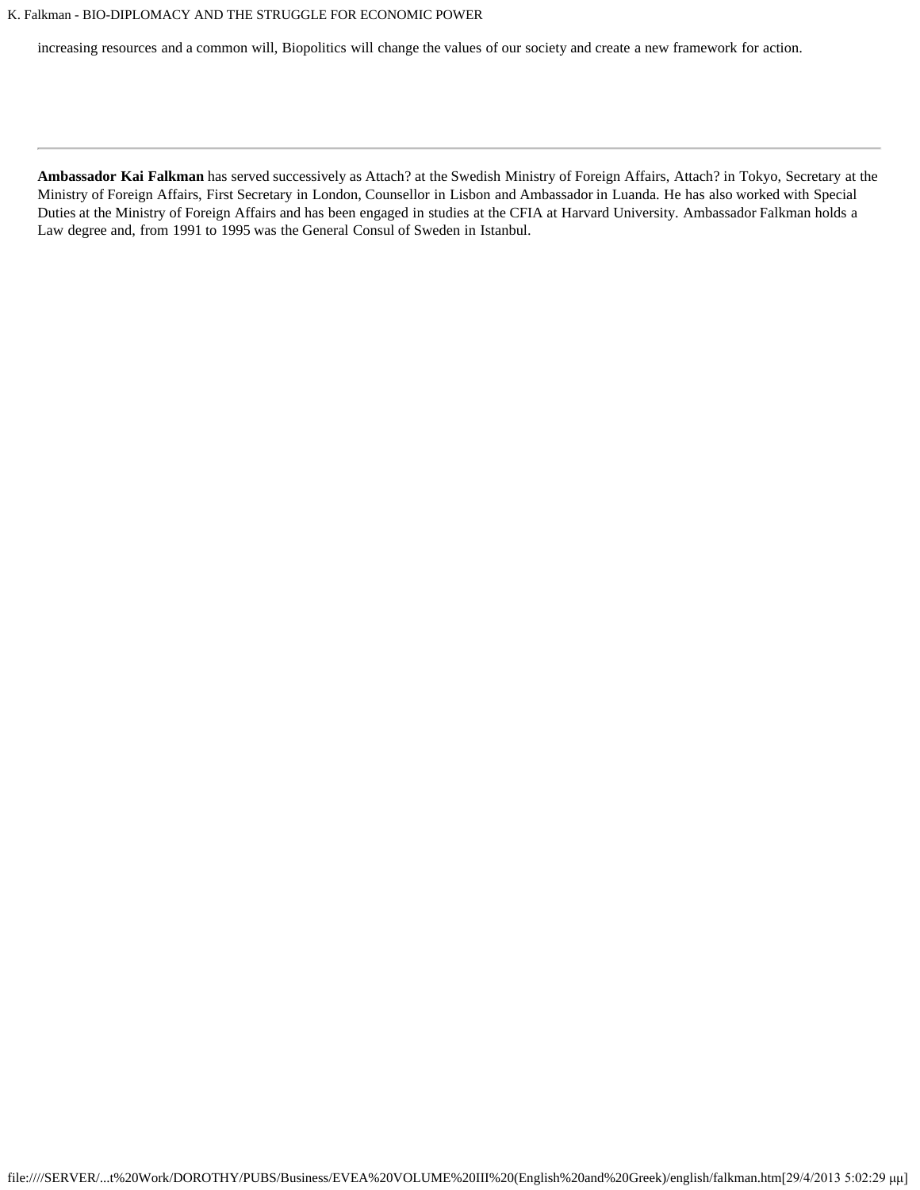increasing resources and a common will, Biopolitics will change the values of our society and create a new framework for action.

---

**Ambassador Kai Falkman** has served successively as Attach? at the Swedish Ministry of Foreign Affairs, Attach? in Tokyo, Secretary at the Ministry of Foreign Affairs, First Secretary in London, Counsellor in Lisbon and Ambassador in Luanda. He has also worked with Special Duties at the Ministry of Foreign Affairs and has been engaged in studies at the CFIA at Harvard University. Ambassador Falkman holds a Law degree and, from 1991 to 1995 was the General Consul of Sweden in Istanbul.